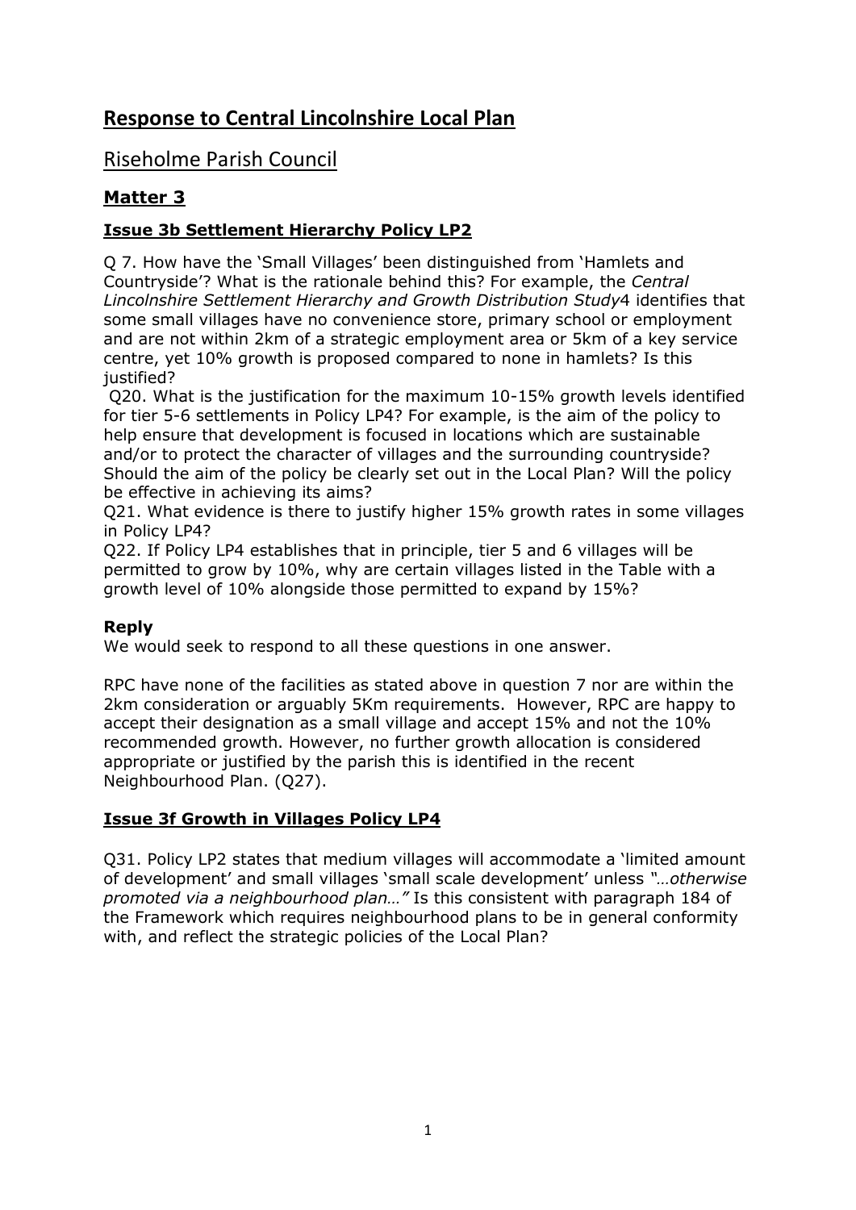# Response to Central Lincolnshire Local Plan

## Riseholme Parish Council

### Matter 3

#### Issue 3b Settlement Hierarchy Policy LP2

Q 7. How have the 'Small Villages' been distinguished from 'Hamlets and Countryside'? What is the rationale behind this? For example, the *Central Lincolnshire Settlement Hierarchy and Growth Distribution Study*4 identifies that some small villages have no convenience store, primary school or employment and are not within 2km of a strategic employment area or 5km of a key service centre, yet 10% growth is proposed compared to none in hamlets? Is this justified?

Q20. What is the justification for the maximum 10-15% growth levels identified for tier 5-6 settlements in Policy LP4? For example, is the aim of the policy to help ensure that development is focused in locations which are sustainable and/or to protect the character of villages and the surrounding countryside? Should the aim of the policy be clearly set out in the Local Plan? Will the policy be effective in achieving its aims?

Q21. What evidence is there to justify higher 15% growth rates in some villages in Policy LP4?

Q22. If Policy LP4 establishes that in principle, tier 5 and 6 villages will be permitted to grow by 10%, why are certain villages listed in the Table with a growth level of 10% alongside those permitted to expand by 15%?

**Reply**

We would seek to respond to all these questions in one answer.

RPC have none of the facilities as stated above in question 7 nor are within the 2km consideration or arguably 5Km requirements. However, RPC are happy to accept their designation as a small village and accept 15% and not the 10% recommended growth. However, no further growth allocation is considered appropriate or justified by the parish this is identified in the recent Neighbourhood Plan. (Q27).

#### Issue 3f Growth in Villages Policy LP4

Q31. Policy LP2 states that medium villages will accommodate a 'limited amount of development' and small villages 'small scale development' unless *"…otherwise promoted via a neighbourhood plan…"* Is this consistent with paragraph 184 of the Framework which requires neighbourhood plans to be in general conformity with, and reflect the strategic policies of the Local Plan?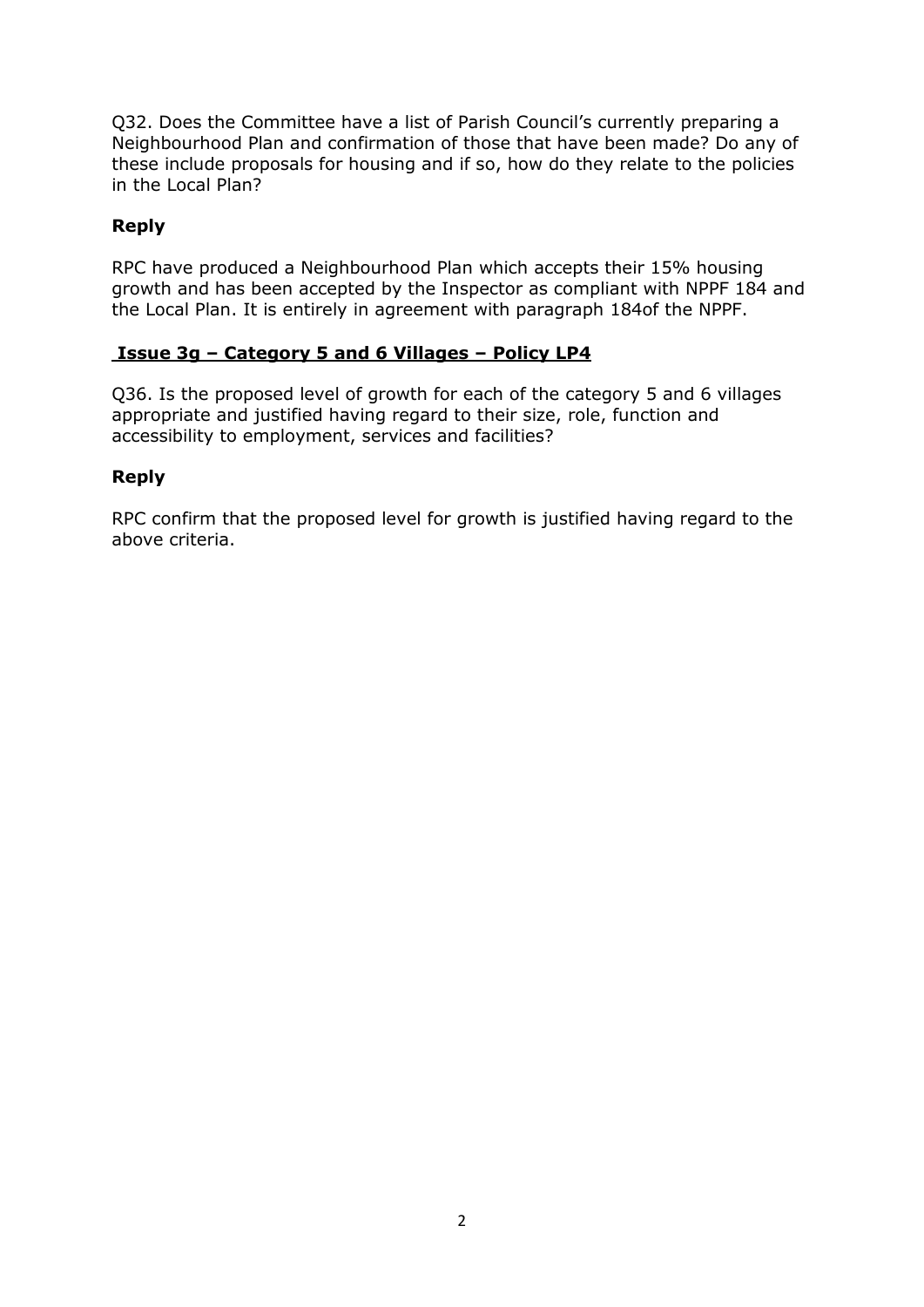Q32. Does the Committee have a list of Parish Council's currently preparing a Neighbourhood Plan and confirmation of those that have been made? Do any of these include proposals for housing and if so, how do they relate to the policies in the Local Plan?

**Reply**

RPC have produced a Neighbourhood Plan which accepts their 15% housing growth and has been accepted by the Inspector as compliant with NPPF 184 and the Local Plan. It is entirely in agreement with paragraph 184of the NPPF.

**Issue 3g – Category 5 and 6 Villages – Policy LP4**

Q36. Is the proposed level of growth for each of the category 5 and 6 villages appropriate and justified having regard to their size, role, function and accessibility to employment, services and facilities?

**Reply**

RPC confirm that the proposed level for growth is justified having regard to the above criteria.